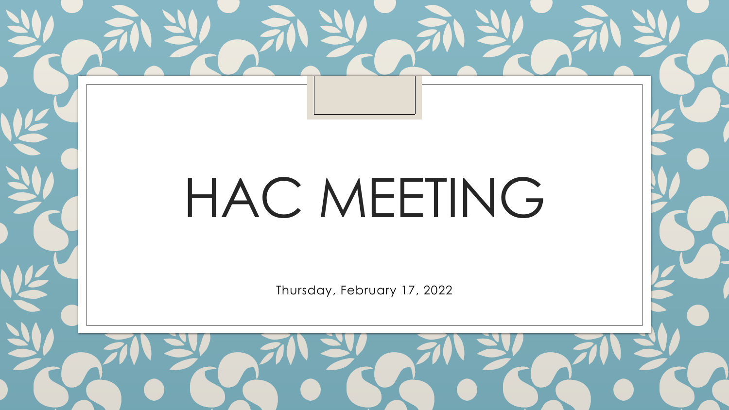# HAC MEETING

Thursday, February 17, 2022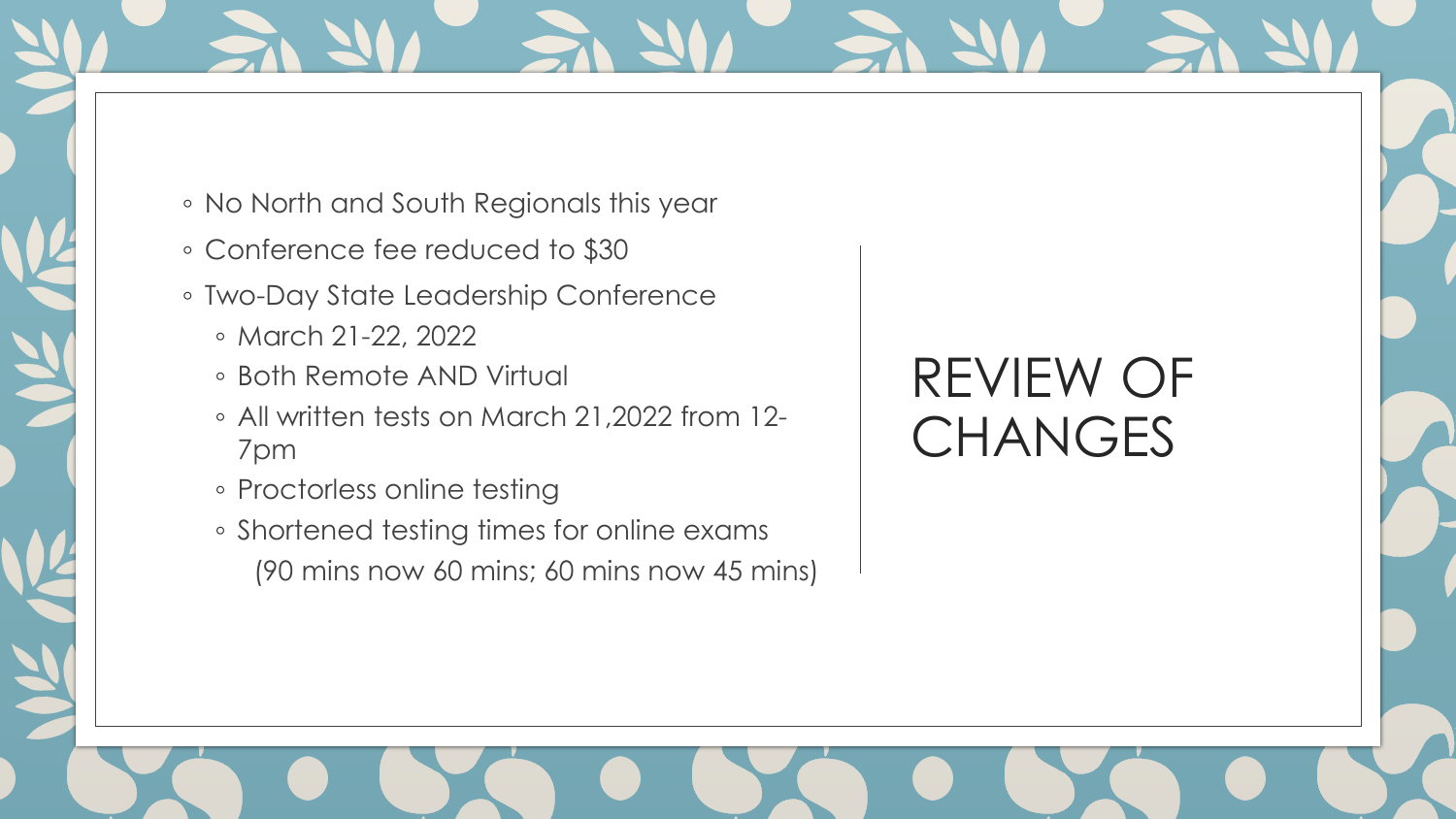# REVIEW OF CHANGES

- No North and South Regionals this year
- Conference fee reduced to $30
- Two-Day State Leadership Conference
  - March 21-22, 2022
  - Both Remote AND Virtual
  - All written tests on March 21,2022 from 12-7pm
  - Proctorless online testing
  - Shortened testing times for online exams
    (90 mins now 60 mins; 60 mins now 45 mins)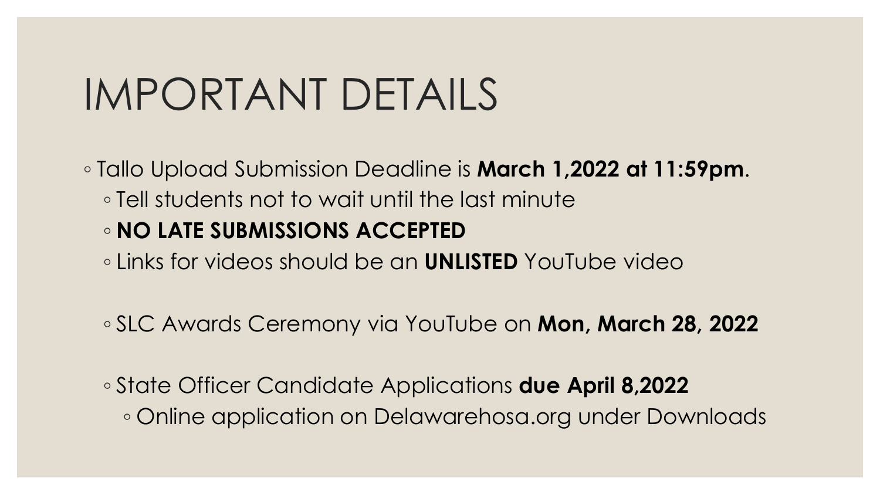# IMPORTANT DETAILS

- Tallo Upload Submission Deadline is **March 1,2022 at 11:59pm**.
  - Tell students not to wait until the last minute
  - **NO LATE SUBMISSIONS ACCEPTED**
  - Links for videos should be an **UNLISTED** YouTube video

  - SLC Awards Ceremony via YouTube on **Mon, March 28, 2022**

  - State Officer Candidate Applications **due April 8,2022**
    - Online application on Delawarehosa.org under Downloads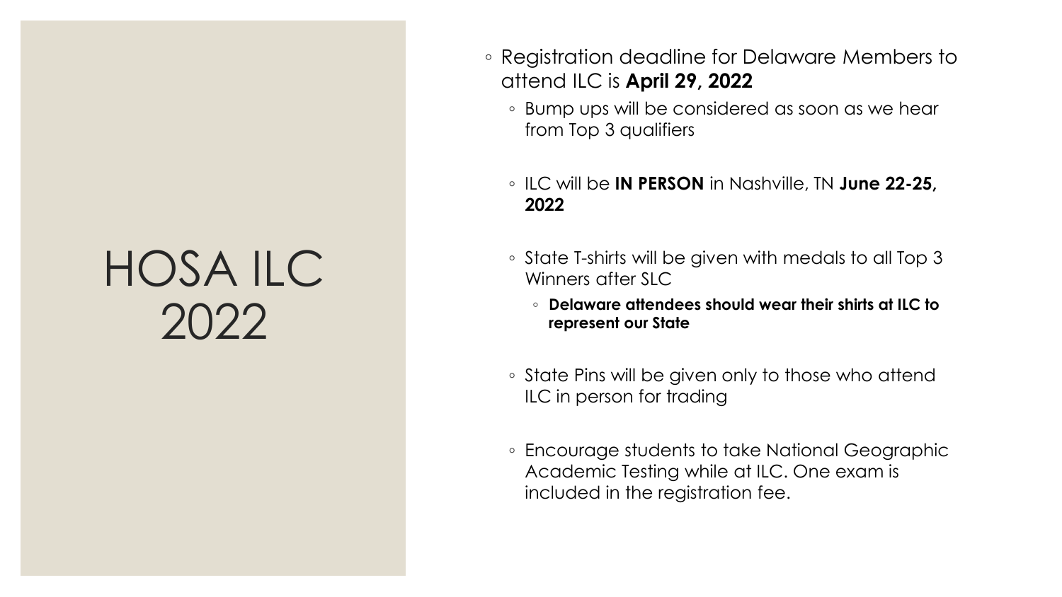# HOSA ILC 2022

- Registration deadline for Delaware Members to attend ILC is **April 29, 2022**
  - Bump ups will be considered as soon as we hear from Top 3 qualifiers
  - ILC will be **IN PERSON** in Nashville, TN **June 22-25, 2022**
  - State T-shirts will be given with medals to all Top 3 Winners after SLC
    - **Delaware attendees should wear their shirts at ILC to represent our State**
  - State Pins will be given only to those who attend ILC in person for trading
  - Encourage students to take National Geographic Academic Testing while at ILC. One exam is included in the registration fee.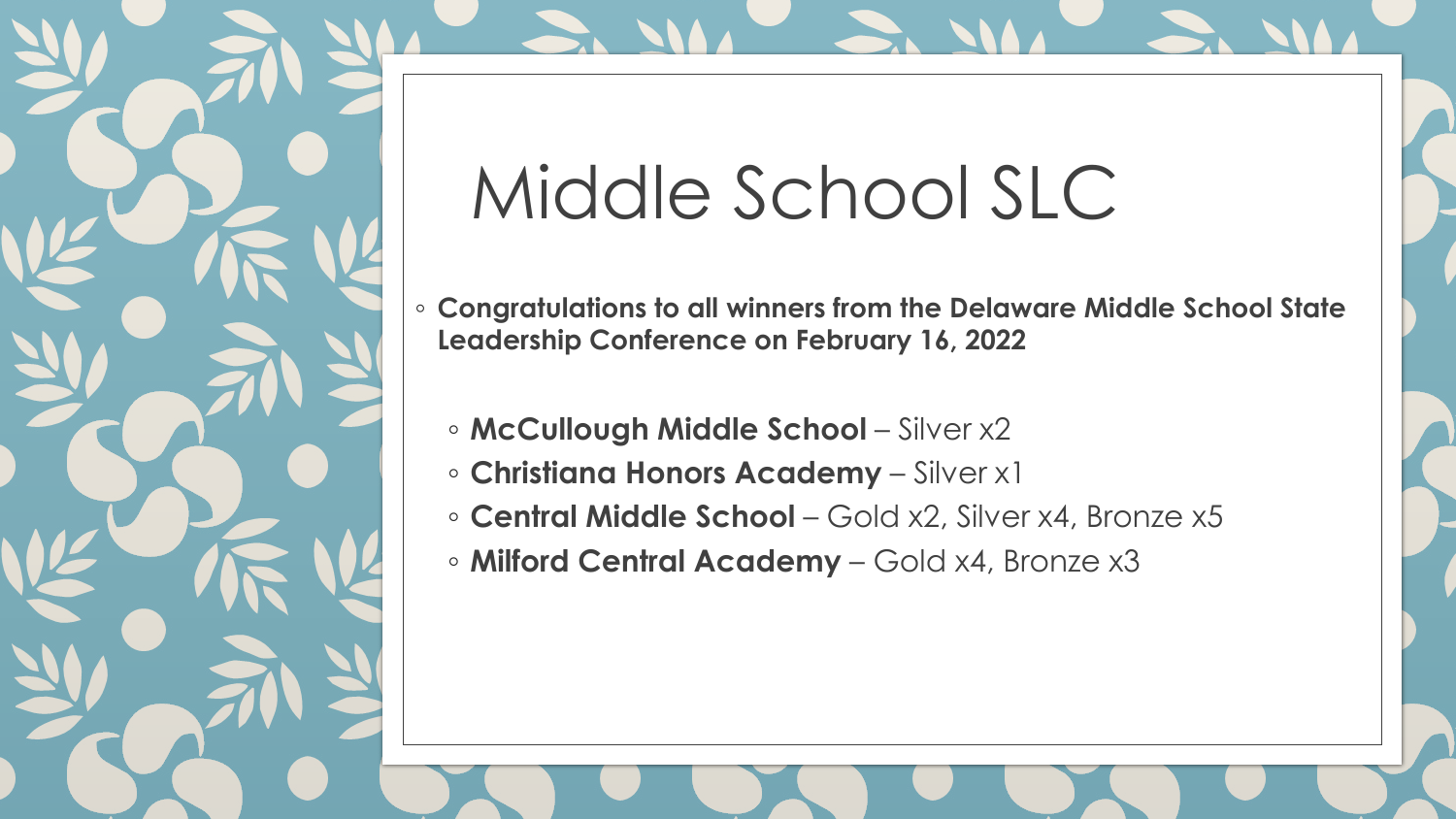# Middle School SLC

- **Congratulations to all winners from the Delaware Middle School State Leadership Conference on February 16, 2022**
  - **McCullough Middle School** – Silver x2
  - **Christiana Honors Academy** – Silver x1
  - **Central Middle School** – Gold x2, Silver x4, Bronze x5
  - **Milford Central Academy** – Gold x4, Bronze x3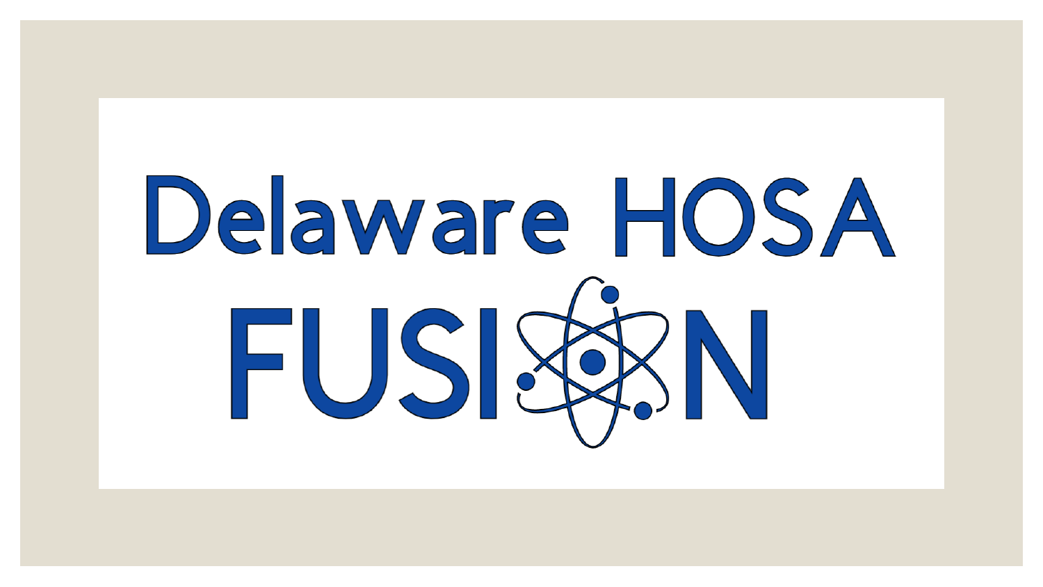# Delaware HOSA FUSION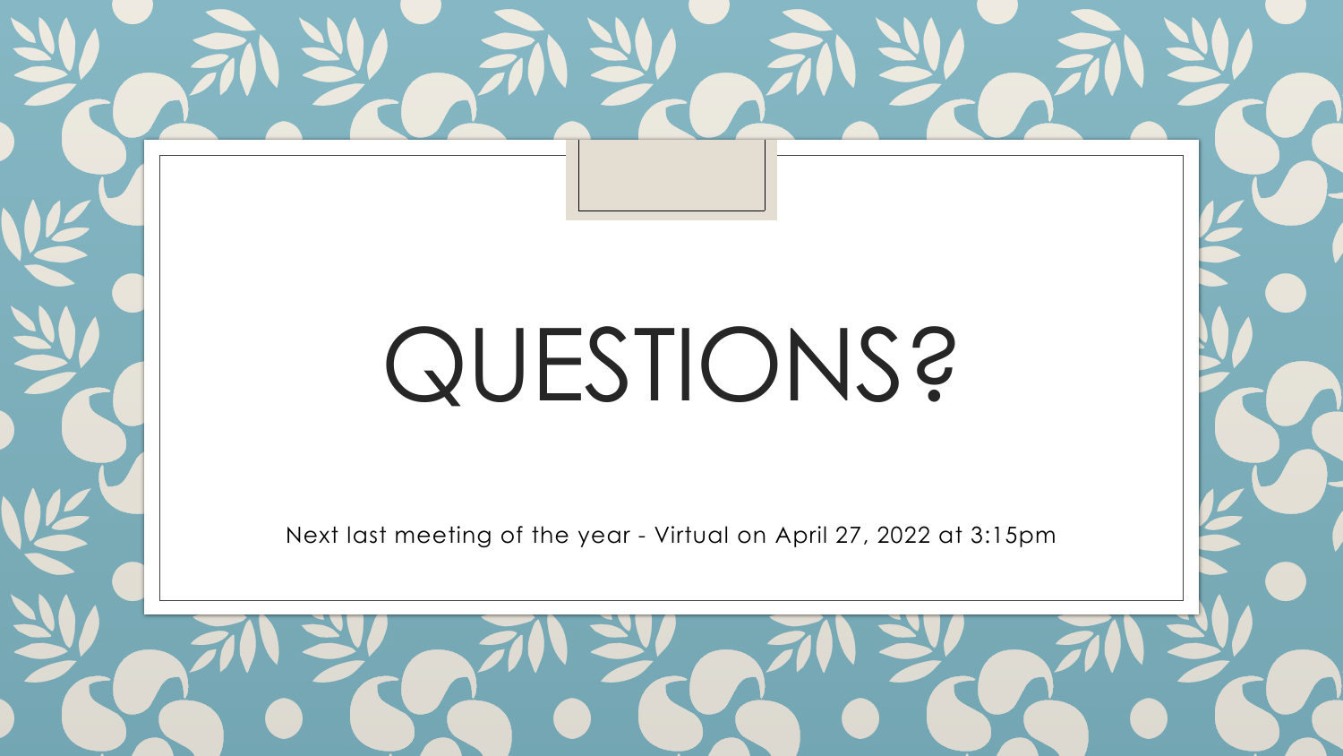# QUESTIONS?

Next last meeting of the year - Virtual on April 27, 2022 at 3:15pm